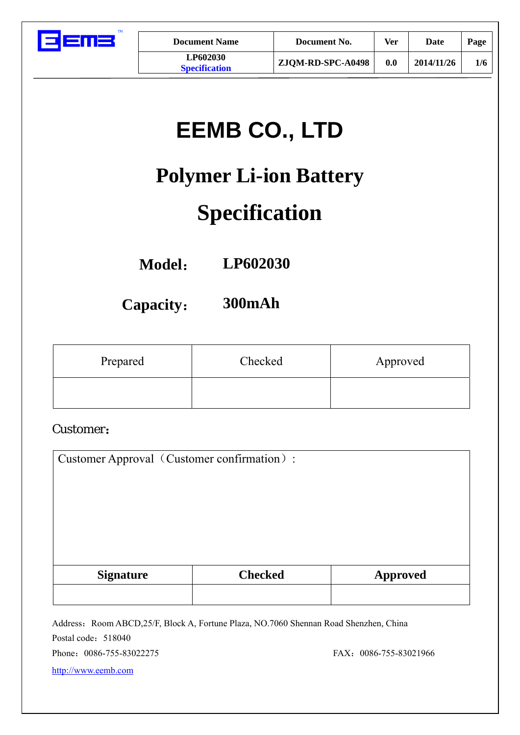| Document Name | Document No. | Ver | Date | Page |
| --- | --- | --- | --- | --- |
| LP602030 Specification | ZJQM-RD-SPC-A0498 | 0.0 | 2014/11/26 | 1/6 |

# EEMB CO., LTD

# Polymer Li-ion Battery

# Specification

**Model：** **LP602030**

**Capacity：** **300mAh**

| Prepared | Checked | Approved |
| --- | --- | --- |
| | | |

Customer：

| Customer Approval（Customer confirmation）: | | |
| --- | --- | --- |
| **Signature** | **Checked** | **Approved** |
| | | |

Address：Room ABCD,25/F, Block A, Fortune Plaza, NO.7060 Shennan Road Shenzhen, China

Postal code：518040

Phone：0086-755-83022275 FAX：0086-755-83021966

http://www.eemb.com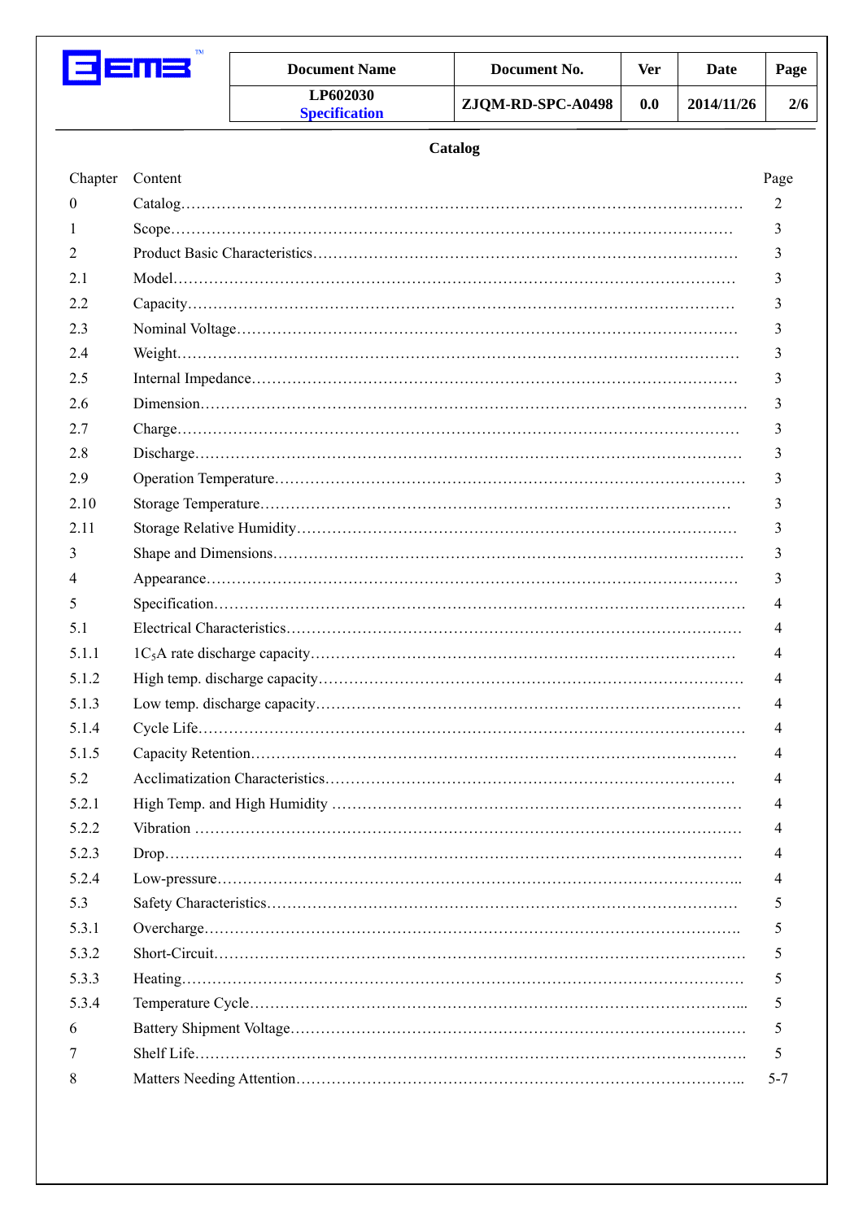| Document Name | Document No. | Ver | Date | Page |
|---|---|---|---|---|
| LP602030 Specification | ZJQM-RD-SPC-A0498 | 0.0 | 2014/11/26 | 2/6 |

## Catalog

| Chapter | Content | Page |
|---|---|---|
| 0 | Catalog | 2 |
| 1 | Scope | 3 |
| 2 | Product Basic Characteristics | 3 |
| 2.1 | Model | 3 |
| 2.2 | Capacity | 3 |
| 2.3 | Nominal Voltage | 3 |
| 2.4 | Weight | 3 |
| 2.5 | Internal Impedance | 3 |
| 2.6 | Dimension | 3 |
| 2.7 | Charge | 3 |
| 2.8 | Discharge | 3 |
| 2.9 | Operation Temperature | 3 |
| 2.10 | Storage Temperature | 3 |
| 2.11 | Storage Relative Humidity | 3 |
| 3 | Shape and Dimensions | 3 |
| 4 | Appearance | 3 |
| 5 | Specification | 4 |
| 5.1 | Electrical Characteristics | 4 |
| 5.1.1 | $1C_5A$ rate discharge capacity | 4 |
| 5.1.2 | High temp. discharge capacity | 4 |
| 5.1.3 | Low temp. discharge capacity | 4 |
| 5.1.4 | Cycle Life | 4 |
| 5.1.5 | Capacity Retention | 4 |
| 5.2 | Acclimatization Characteristics | 4 |
| 5.2.1 | High Temp. and High Humidity | 4 |
| 5.2.2 | Vibration | 4 |
| 5.2.3 | Drop | 4 |
| 5.2.4 | Low-pressure | 4 |
| 5.3 | Safety Characteristics | 5 |
| 5.3.1 | Overcharge | 5 |
| 5.3.2 | Short-Circuit | 5 |
| 5.3.3 | Heating | 5 |
| 5.3.4 | Temperature Cycle | 5 |
| 6 | Battery Shipment Voltage | 5 |
| 7 | Shelf Life | 5 |
| 8 | Matters Needing Attention | 5-7 |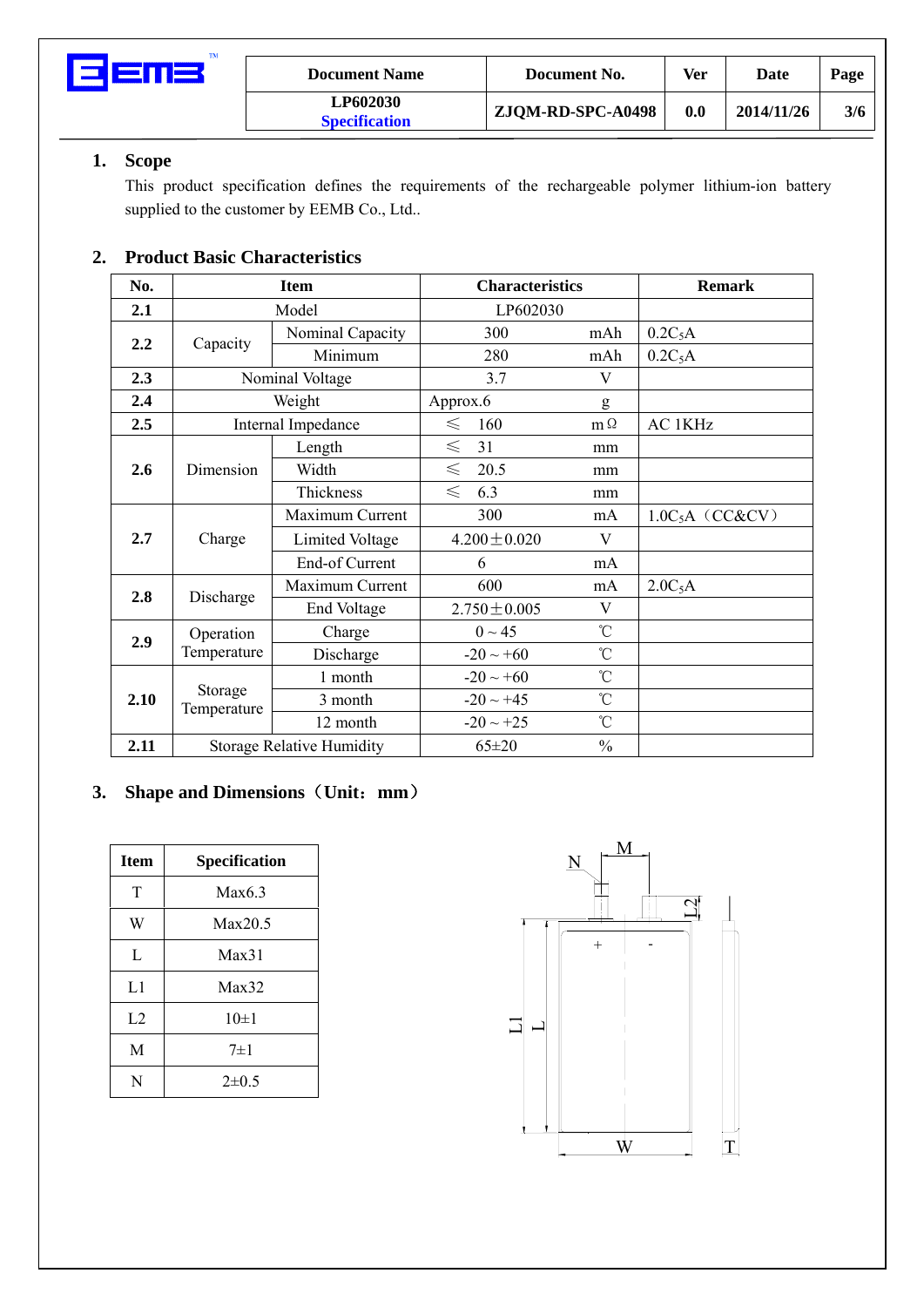## 1. Scope

This product specification defines the requirements of the rechargeable polymer lithium-ion battery supplied to the customer by EEMB Co., Ltd..

## 2. Product Basic Characteristics

| No. | Item | | Characteristics | | Remark |
|---|---|---|---|---|---|
| 2.1 | Model | | LP602030 | | |
| 2.2 | Capacity | Nominal Capacity | 300 | mAh | $0.2C_5A$ |
| | | Minimum | 280 | mAh | $0.2C_5A$ |
| 2.3 | Nominal Voltage | | 3.7 | V | |
| 2.4 | Weight | | Approx.6 | g | |
| 2.5 | Internal Impedance | | ≤ 160 | mΩ | AC 1KHz |
| 2.6 | Dimension | Length | ≤ 31 | mm | |
| | | Width | ≤ 20.5 | mm | |
| | | Thickness | ≤ 6.3 | mm | |
| 2.7 | Charge | Maximum Current | 300 | mA | $1.0C_5A$（CC&CV） |
| | | Limited Voltage | 4.200±0.020 | V | |
| | | End-of Current | 6 | mA | |
| 2.8 | Discharge | Maximum Current | 600 | mA | $2.0C_5A$ |
| | | End Voltage | 2.750±0.005 | V | |
| 2.9 | Operation Temperature | Charge | 0 ~ 45 | ℃ | |
| | | Discharge | -20 ~ +60 | ℃ | |
| 2.10 | Storage Temperature | 1 month | -20 ~ +60 | ℃ | |
| | | 3 month | -20 ~ +45 | ℃ | |
| | | 12 month | -20 ~ +25 | ℃ | |
| 2.11 | Storage Relative Humidity | | 65±20 | % | |

## 3. Shape and Dimensions（Unit：mm）

| Item | Specification |
|---|---|
| T | Max6.3 |
| W | Max20.5 |
| L | Max31 |
| L1 | Max32 |
| L2 | 10±1 |
| M | 7±1 |
| N | 2±0.5 |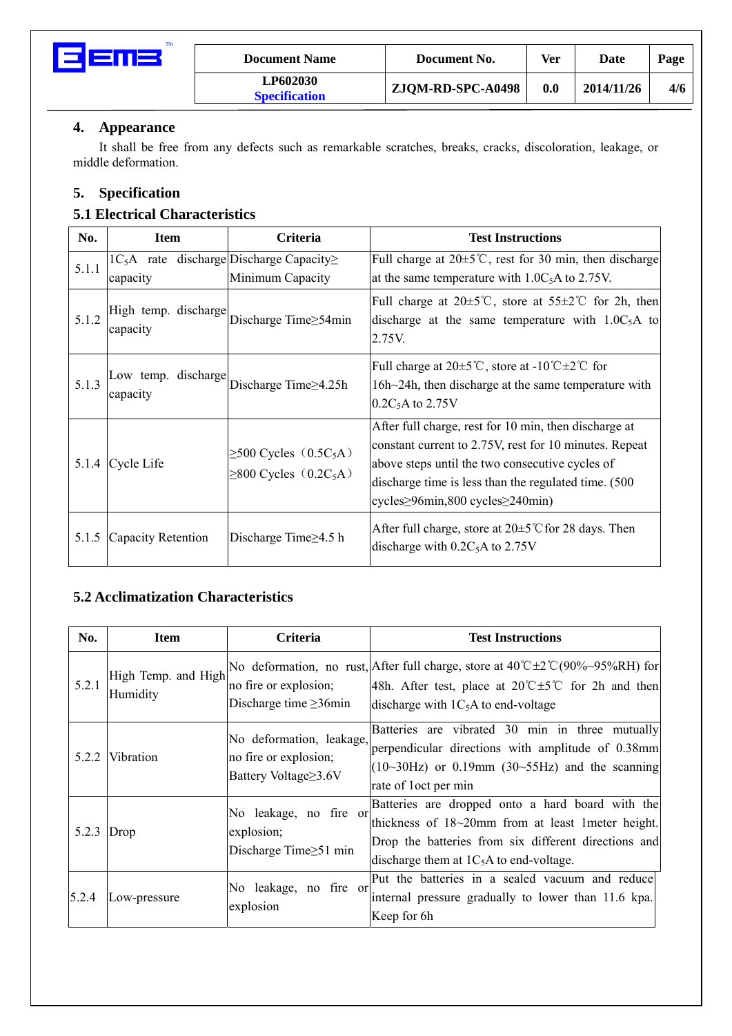## 4. Appearance

It shall be free from any defects such as remarkable scratches, breaks, cracks, discoloration, leakage, or middle deformation.

## 5. Specification

### 5.1 Electrical Characteristics

| No. | Item | Criteria | Test Instructions |
|---|---|---|---|
| 5.1.1 | $1C_5A$ rate discharge capacity | Discharge Capacity≥ Minimum Capacity | Full charge at 20±5℃, rest for 30 min, then discharge at the same temperature with $1.0C_5A$ to 2.75V. |
| 5.1.2 | High temp. discharge capacity | Discharge Time≥54min | Full charge at 20±5℃, store at 55±2℃ for 2h, then discharge at the same temperature with $1.0C_5A$ to 2.75V. |
| 5.1.3 | Low temp. discharge capacity | Discharge Time≥4.25h | Full charge at 20±5℃, store at -10℃±2℃ for 16h~24h, then discharge at the same temperature with $0.2C_5A$ to 2.75V |
| 5.1.4 | Cycle Life | ≥500 Cycles（$0.5C_5A$）<br>≥800 Cycles（$0.2C_5A$） | After full charge, rest for 10 min, then discharge at constant current to 2.75V, rest for 10 minutes. Repeat above steps until the two consecutive cycles of discharge time is less than the regulated time. (500 cycles≥96min,800 cycles≥240min) |
| 5.1.5 | Capacity Retention | Discharge Time≥4.5 h | After full charge, store at 20±5℃for 28 days. Then discharge with $0.2C_5A$ to 2.75V |

### 5.2 Acclimatization Characteristics

| No. | Item | Criteria | Test Instructions |
|---|---|---|---|
| 5.2.1 | High Temp. and High Humidity | No deformation, no rust, no fire or explosion;<br>Discharge time ≥36min | After full charge, store at 40℃±2℃(90%~95%RH) for 48h. After test, place at 20℃±5℃ for 2h and then discharge with $1C_5A$ to end-voltage |
| 5.2.2 | Vibration | No deformation, leakage, no fire or explosion;<br>Battery Voltage≥3.6V | Batteries are vibrated 30 min in three mutually perpendicular directions with amplitude of 0.38mm (10~30Hz) or 0.19mm (30~55Hz) and the scanning rate of 1oct per min |
| 5.2.3 | Drop | No leakage, no fire or explosion;<br>Discharge Time≥51 min | Batteries are dropped onto a hard board with the thickness of 18~20mm from at least 1meter height. Drop the batteries from six different directions and discharge them at $1C_5A$ to end-voltage. |
| 5.2.4 | Low-pressure | No leakage, no fire or explosion | Put the batteries in a sealed vacuum and reduce internal pressure gradually to lower than 11.6 kpa. Keep for 6h |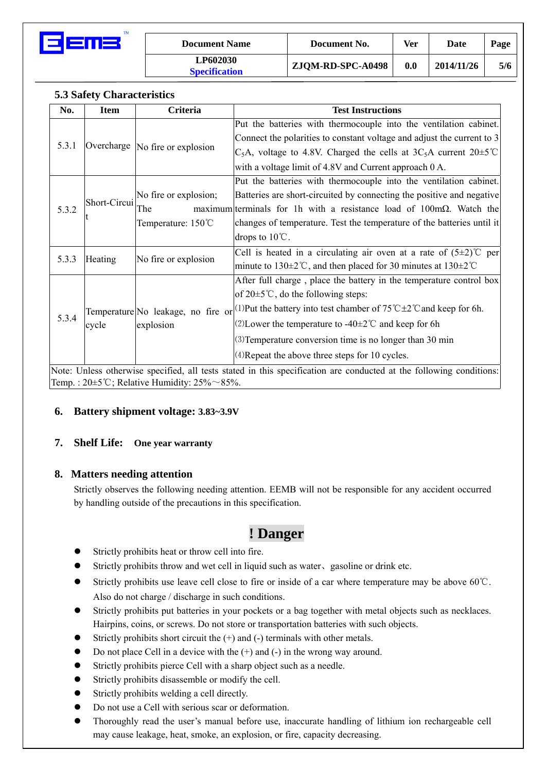### 5.3 Safety Characteristics

| No. | Item | Criteria | Test Instructions |
|---|---|---|---|
| 5.3.1 | Overcharge | No fire or explosion | Put the batteries with thermocouple into the ventilation cabinet. Connect the polarities to constant voltage and adjust the current to 3 $C_5$A, voltage to 4.8V. Charged the cells at 3$C_5$A current 20±5℃ with a voltage limit of 4.8V and Current approach 0 A. |
| 5.3.2 | Short-Circuit | No fire or explosion; The maximum Temperature: 150℃ | Put the batteries with thermocouple into the ventilation cabinet. Batteries are short-circuited by connecting the positive and negative terminals for 1h with a resistance load of 100mΩ. Watch the changes of temperature. Test the temperature of the batteries until it drops to 10℃. |
| 5.3.3 | Heating | No fire or explosion | Cell is heated in a circulating air oven at a rate of (5±2)℃ per minute to 130±2℃, and then placed for 30 minutes at 130±2℃ |
| 5.3.4 | Temperature cycle | No leakage, no fire or explosion | After full charge , place the battery in the temperature control box of 20±5℃, do the following steps: ⑴Put the battery into test chamber of 75℃±2℃and keep for 6h. ⑵Lower the temperature to -40±2℃ and keep for 6h ⑶Temperature conversion time is no longer than 30 min ⑷Repeat the above three steps for 10 cycles. |
| Note: Unless otherwise specified, all tests stated in this specification are conducted at the following conditions: Temp. : 20±5℃; Relative Humidity: 25%～85%. | | | |

## 6. Battery shipment voltage: 3.83~3.9V

## 7. Shelf Life: One year warranty

## 8. Matters needing attention

Strictly observes the following needing attention. EEMB will not be responsible for any accident occurred by handling outside of the precautions in this specification.

## ! Danger

- Strictly prohibits heat or throw cell into fire.
- Strictly prohibits throw and wet cell in liquid such as water、gasoline or drink etc.
- Strictly prohibits use leave cell close to fire or inside of a car where temperature may be above 60℃. Also do not charge / discharge in such conditions.
- Strictly prohibits put batteries in your pockets or a bag together with metal objects such as necklaces. Hairpins, coins, or screws. Do not store or transportation batteries with such objects.
- Strictly prohibits short circuit the (+) and (-) terminals with other metals.
- Do not place Cell in a device with the (+) and (-) in the wrong way around.
- Strictly prohibits pierce Cell with a sharp object such as a needle.
- Strictly prohibits disassemble or modify the cell.
- Strictly prohibits welding a cell directly.
- Do not use a Cell with serious scar or deformation.
- Thoroughly read the user's manual before use, inaccurate handling of lithium ion rechargeable cell may cause leakage, heat, smoke, an explosion, or fire, capacity decreasing.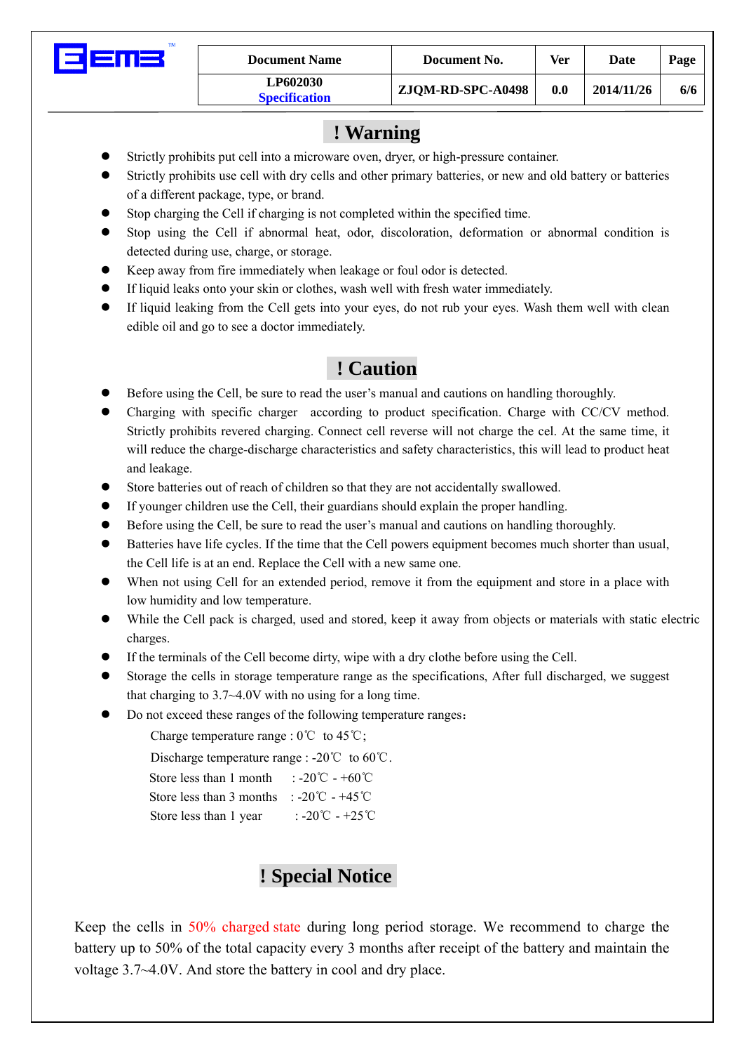## ! Warning

- Strictly prohibits put cell into a microware oven, dryer, or high-pressure container.
- Strictly prohibits use cell with dry cells and other primary batteries, or new and old battery or batteries of a different package, type, or brand.
- Stop charging the Cell if charging is not completed within the specified time.
- Stop using the Cell if abnormal heat, odor, discoloration, deformation or abnormal condition is detected during use, charge, or storage.
- Keep away from fire immediately when leakage or foul odor is detected.
- If liquid leaks onto your skin or clothes, wash well with fresh water immediately.
- If liquid leaking from the Cell gets into your eyes, do not rub your eyes. Wash them well with clean edible oil and go to see a doctor immediately.

## ! Caution

- Before using the Cell, be sure to read the user's manual and cautions on handling thoroughly.
- Charging with specific charger according to product specification. Charge with CC/CV method. Strictly prohibits revered charging. Connect cell reverse will not charge the cel. At the same time, it will reduce the charge-discharge characteristics and safety characteristics, this will lead to product heat and leakage.
- Store batteries out of reach of children so that they are not accidentally swallowed.
- If younger children use the Cell, their guardians should explain the proper handling.
- Before using the Cell, be sure to read the user's manual and cautions on handling thoroughly.
- Batteries have life cycles. If the time that the Cell powers equipment becomes much shorter than usual, the Cell life is at an end. Replace the Cell with a new same one.
- When not using Cell for an extended period, remove it from the equipment and store in a place with low humidity and low temperature.
- While the Cell pack is charged, used and stored, keep it away from objects or materials with static electric charges.
- If the terminals of the Cell become dirty, wipe with a dry clothe before using the Cell.
- Storage the cells in storage temperature range as the specifications, After full discharged, we suggest that charging to 3.7~4.0V with no using for a long time.
- Do not exceed these ranges of the following temperature ranges：

  Charge temperature range : 0℃ to 45℃;

  Discharge temperature range : -20℃ to 60℃.

  Store less than 1 month : -20℃ - +60℃

  Store less than 3 months : -20℃ - +45℃

  Store less than 1 year : -20℃ - +25℃

## ! Special Notice

Keep the cells in 50% charged state during long period storage. We recommend to charge the battery up to 50% of the total capacity every 3 months after receipt of the battery and maintain the voltage 3.7~4.0V. And store the battery in cool and dry place.